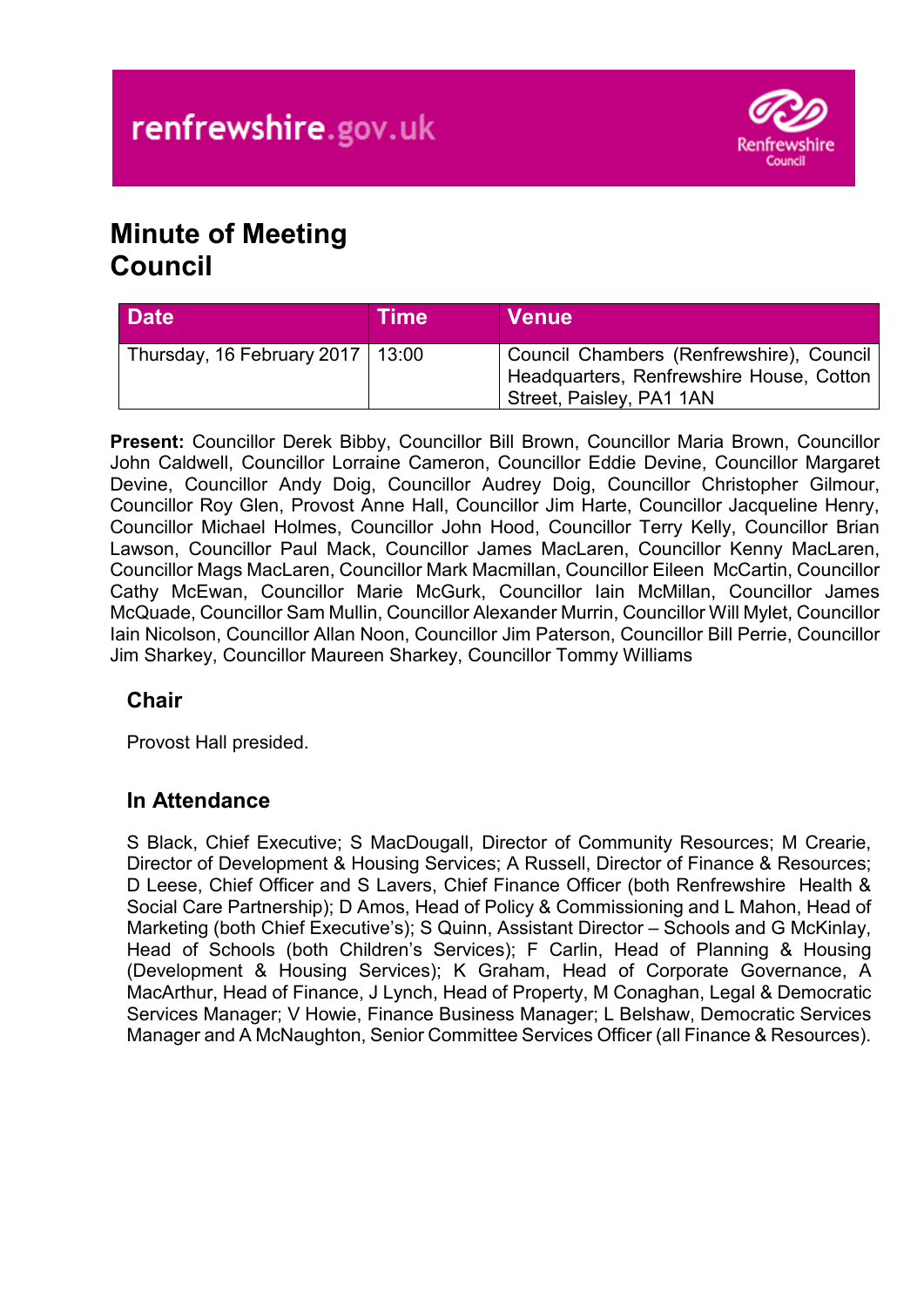# Minute of Meeting
# Council

| Date | Time | Venue |
|---|---|---|
| Thursday, 16 February 2017 | 13:00 | Council Chambers (Renfrewshire), Council Headquarters, Renfrewshire House, Cotton Street, Paisley, PA1 1AN |

**Present:** Councillor Derek Bibby, Councillor Bill Brown, Councillor Maria Brown, Councillor John Caldwell, Councillor Lorraine Cameron, Councillor Eddie Devine, Councillor Margaret Devine, Councillor Andy Doig, Councillor Audrey Doig, Councillor Christopher Gilmour, Councillor Roy Glen, Provost Anne Hall, Councillor Jim Harte, Councillor Jacqueline Henry, Councillor Michael Holmes, Councillor John Hood, Councillor Terry Kelly, Councillor Brian Lawson, Councillor Paul Mack, Councillor James MacLaren, Councillor Kenny MacLaren, Councillor Mags MacLaren, Councillor Mark Macmillan, Councillor Eileen McCartin, Councillor Cathy McEwan, Councillor Marie McGurk, Councillor Iain McMillan, Councillor James McQuade, Councillor Sam Mullin, Councillor Alexander Murrin, Councillor Will Mylet, Councillor Iain Nicolson, Councillor Allan Noon, Councillor Jim Paterson, Councillor Bill Perrie, Councillor Jim Sharkey, Councillor Maureen Sharkey, Councillor Tommy Williams

## Chair

Provost Hall presided.

## In Attendance

S Black, Chief Executive; S MacDougall, Director of Community Resources; M Crearie, Director of Development & Housing Services; A Russell, Director of Finance & Resources; D Leese, Chief Officer and S Lavers, Chief Finance Officer (both Renfrewshire Health & Social Care Partnership); D Amos, Head of Policy & Commissioning and L Mahon, Head of Marketing (both Chief Executive's); S Quinn, Assistant Director – Schools and G McKinlay, Head of Schools (both Children's Services); F Carlin, Head of Planning & Housing (Development & Housing Services); K Graham, Head of Corporate Governance, A MacArthur, Head of Finance, J Lynch, Head of Property, M Conaghan, Legal & Democratic Services Manager; V Howie, Finance Business Manager; L Belshaw, Democratic Services Manager and A McNaughton, Senior Committee Services Officer (all Finance & Resources).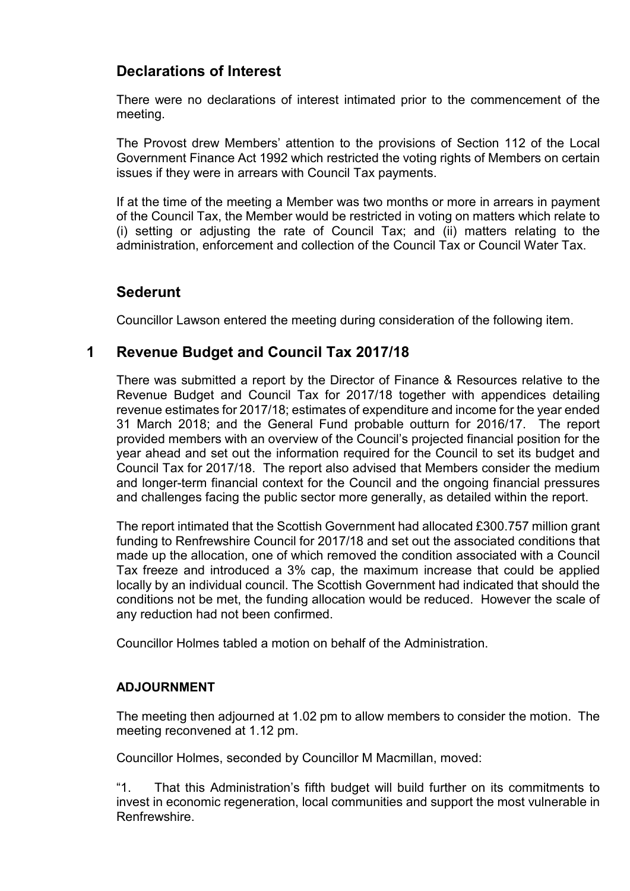## Declarations of Interest

There were no declarations of interest intimated prior to the commencement of the meeting.

The Provost drew Members' attention to the provisions of Section 112 of the Local Government Finance Act 1992 which restricted the voting rights of Members on certain issues if they were in arrears with Council Tax payments.

If at the time of the meeting a Member was two months or more in arrears in payment of the Council Tax, the Member would be restricted in voting on matters which relate to (i) setting or adjusting the rate of Council Tax; and (ii) matters relating to the administration, enforcement and collection of the Council Tax or Council Water Tax.

## Sederunt

Councillor Lawson entered the meeting during consideration of the following item.

## 1 Revenue Budget and Council Tax 2017/18

There was submitted a report by the Director of Finance & Resources relative to the Revenue Budget and Council Tax for 2017/18 together with appendices detailing revenue estimates for 2017/18; estimates of expenditure and income for the year ended 31 March 2018; and the General Fund probable outturn for 2016/17. The report provided members with an overview of the Council's projected financial position for the year ahead and set out the information required for the Council to set its budget and Council Tax for 2017/18. The report also advised that Members consider the medium and longer-term financial context for the Council and the ongoing financial pressures and challenges facing the public sector more generally, as detailed within the report.

The report intimated that the Scottish Government had allocated £300.757 million grant funding to Renfrewshire Council for 2017/18 and set out the associated conditions that made up the allocation, one of which removed the condition associated with a Council Tax freeze and introduced a 3% cap, the maximum increase that could be applied locally by an individual council. The Scottish Government had indicated that should the conditions not be met, the funding allocation would be reduced. However the scale of any reduction had not been confirmed.

Councillor Holmes tabled a motion on behalf of the Administration.

**ADJOURNMENT**

The meeting then adjourned at 1.02 pm to allow members to consider the motion. The meeting reconvened at 1.12 pm.

Councillor Holmes, seconded by Councillor M Macmillan, moved:

"1. That this Administration's fifth budget will build further on its commitments to invest in economic regeneration, local communities and support the most vulnerable in Renfrewshire.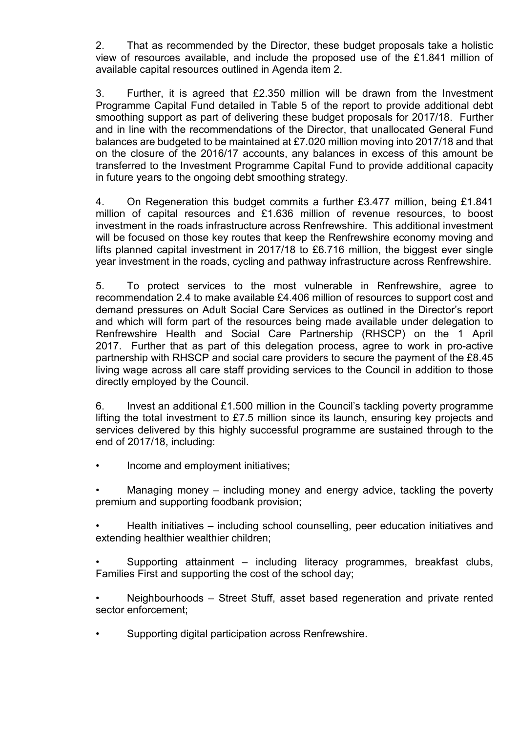2. That as recommended by the Director, these budget proposals take a holistic view of resources available, and include the proposed use of the £1.841 million of available capital resources outlined in Agenda item 2.

3. Further, it is agreed that £2.350 million will be drawn from the Investment Programme Capital Fund detailed in Table 5 of the report to provide additional debt smoothing support as part of delivering these budget proposals for 2017/18. Further and in line with the recommendations of the Director, that unallocated General Fund balances are budgeted to be maintained at £7.020 million moving into 2017/18 and that on the closure of the 2016/17 accounts, any balances in excess of this amount be transferred to the Investment Programme Capital Fund to provide additional capacity in future years to the ongoing debt smoothing strategy.

4. On Regeneration this budget commits a further £3.477 million, being £1.841 million of capital resources and £1.636 million of revenue resources, to boost investment in the roads infrastructure across Renfrewshire. This additional investment will be focused on those key routes that keep the Renfrewshire economy moving and lifts planned capital investment in 2017/18 to £6.716 million, the biggest ever single year investment in the roads, cycling and pathway infrastructure across Renfrewshire.

5. To protect services to the most vulnerable in Renfrewshire, agree to recommendation 2.4 to make available £4.406 million of resources to support cost and demand pressures on Adult Social Care Services as outlined in the Director's report and which will form part of the resources being made available under delegation to Renfrewshire Health and Social Care Partnership (RHSCP) on the 1 April 2017. Further that as part of this delegation process, agree to work in pro-active partnership with RHSCP and social care providers to secure the payment of the £8.45 living wage across all care staff providing services to the Council in addition to those directly employed by the Council.

6. Invest an additional £1.500 million in the Council's tackling poverty programme lifting the total investment to £7.5 million since its launch, ensuring key projects and services delivered by this highly successful programme are sustained through to the end of 2017/18, including:

- Income and employment initiatives;
- Managing money – including money and energy advice, tackling the poverty premium and supporting foodbank provision;
- Health initiatives – including school counselling, peer education initiatives and extending healthier wealthier children;
- Supporting attainment – including literacy programmes, breakfast clubs, Families First and supporting the cost of the school day;
- Neighbourhoods – Street Stuff, asset based regeneration and private rented sector enforcement;
- Supporting digital participation across Renfrewshire.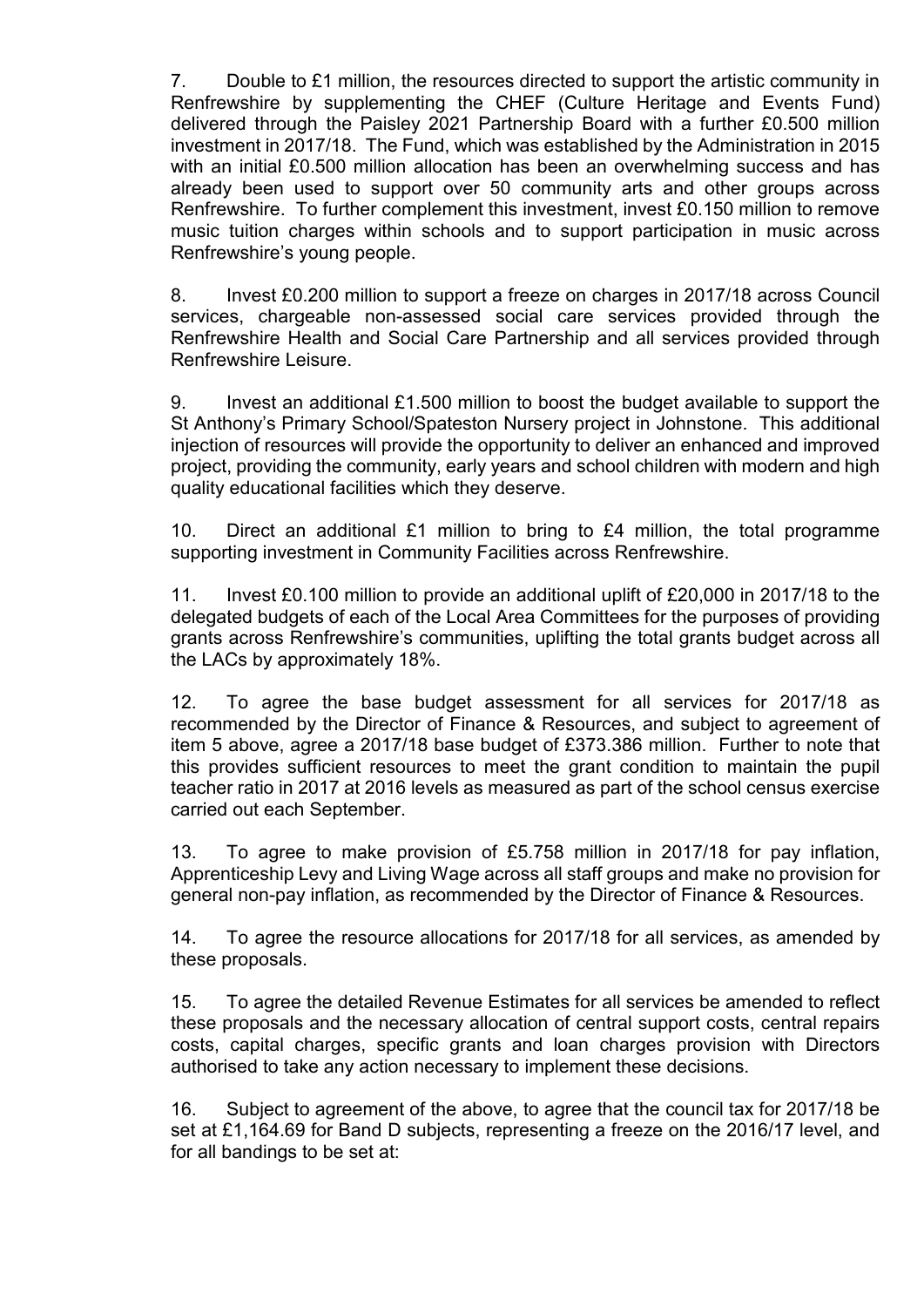7. Double to £1 million, the resources directed to support the artistic community in Renfrewshire by supplementing the CHEF (Culture Heritage and Events Fund) delivered through the Paisley 2021 Partnership Board with a further £0.500 million investment in 2017/18. The Fund, which was established by the Administration in 2015 with an initial £0.500 million allocation has been an overwhelming success and has already been used to support over 50 community arts and other groups across Renfrewshire. To further complement this investment, invest £0.150 million to remove music tuition charges within schools and to support participation in music across Renfrewshire's young people.

8. Invest £0.200 million to support a freeze on charges in 2017/18 across Council services, chargeable non-assessed social care services provided through the Renfrewshire Health and Social Care Partnership and all services provided through Renfrewshire Leisure.

9. Invest an additional £1.500 million to boost the budget available to support the St Anthony's Primary School/Spateston Nursery project in Johnstone. This additional injection of resources will provide the opportunity to deliver an enhanced and improved project, providing the community, early years and school children with modern and high quality educational facilities which they deserve.

10. Direct an additional £1 million to bring to £4 million, the total programme supporting investment in Community Facilities across Renfrewshire.

11. Invest £0.100 million to provide an additional uplift of £20,000 in 2017/18 to the delegated budgets of each of the Local Area Committees for the purposes of providing grants across Renfrewshire's communities, uplifting the total grants budget across all the LACs by approximately 18%.

12. To agree the base budget assessment for all services for 2017/18 as recommended by the Director of Finance & Resources, and subject to agreement of item 5 above, agree a 2017/18 base budget of £373.386 million. Further to note that this provides sufficient resources to meet the grant condition to maintain the pupil teacher ratio in 2017 at 2016 levels as measured as part of the school census exercise carried out each September.

13. To agree to make provision of £5.758 million in 2017/18 for pay inflation, Apprenticeship Levy and Living Wage across all staff groups and make no provision for general non-pay inflation, as recommended by the Director of Finance & Resources.

14. To agree the resource allocations for 2017/18 for all services, as amended by these proposals.

15. To agree the detailed Revenue Estimates for all services be amended to reflect these proposals and the necessary allocation of central support costs, central repairs costs, capital charges, specific grants and loan charges provision with Directors authorised to take any action necessary to implement these decisions.

16. Subject to agreement of the above, to agree that the council tax for 2017/18 be set at £1,164.69 for Band D subjects, representing a freeze on the 2016/17 level, and for all bandings to be set at: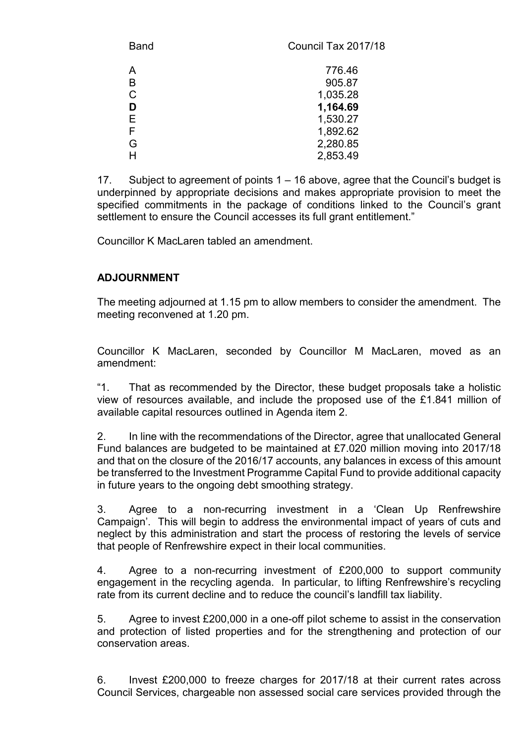| Band | Council Tax 2017/18 |
|---|---|
| A | 776.46 |
| B | 905.87 |
| C | 1,035.28 |
| **D** | **1,164.69** |
| E | 1,530.27 |
| F | 1,892.62 |
| G | 2,280.85 |
| H | 2,853.49 |

17. Subject to agreement of points 1 – 16 above, agree that the Council's budget is underpinned by appropriate decisions and makes appropriate provision to meet the specified commitments in the package of conditions linked to the Council's grant settlement to ensure the Council accesses its full grant entitlement."

Councillor K MacLaren tabled an amendment.

**ADJOURNMENT**

The meeting adjourned at 1.15 pm to allow members to consider the amendment. The meeting reconvened at 1.20 pm.

Councillor K MacLaren, seconded by Councillor M MacLaren, moved as an amendment:

"1. That as recommended by the Director, these budget proposals take a holistic view of resources available, and include the proposed use of the £1.841 million of available capital resources outlined in Agenda item 2.

2. In line with the recommendations of the Director, agree that unallocated General Fund balances are budgeted to be maintained at £7.020 million moving into 2017/18 and that on the closure of the 2016/17 accounts, any balances in excess of this amount be transferred to the Investment Programme Capital Fund to provide additional capacity in future years to the ongoing debt smoothing strategy.

3. Agree to a non-recurring investment in a 'Clean Up Renfrewshire Campaign'. This will begin to address the environmental impact of years of cuts and neglect by this administration and start the process of restoring the levels of service that people of Renfrewshire expect in their local communities.

4. Agree to a non-recurring investment of £200,000 to support community engagement in the recycling agenda. In particular, to lifting Renfrewshire's recycling rate from its current decline and to reduce the council's landfill tax liability.

5. Agree to invest £200,000 in a one-off pilot scheme to assist in the conservation and protection of listed properties and for the strengthening and protection of our conservation areas.

6. Invest £200,000 to freeze charges for 2017/18 at their current rates across Council Services, chargeable non assessed social care services provided through the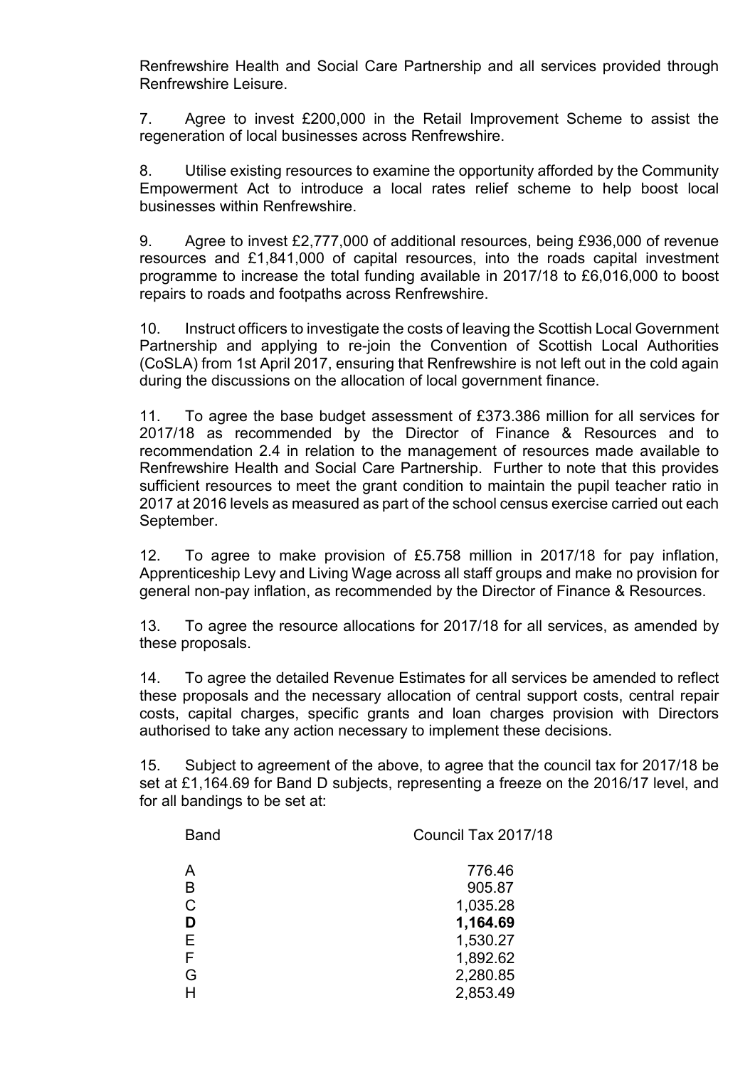Renfrewshire Health and Social Care Partnership and all services provided through Renfrewshire Leisure.

7. Agree to invest £200,000 in the Retail Improvement Scheme to assist the regeneration of local businesses across Renfrewshire.

8. Utilise existing resources to examine the opportunity afforded by the Community Empowerment Act to introduce a local rates relief scheme to help boost local businesses within Renfrewshire.

9. Agree to invest £2,777,000 of additional resources, being £936,000 of revenue resources and £1,841,000 of capital resources, into the roads capital investment programme to increase the total funding available in 2017/18 to £6,016,000 to boost repairs to roads and footpaths across Renfrewshire.

10. Instruct officers to investigate the costs of leaving the Scottish Local Government Partnership and applying to re-join the Convention of Scottish Local Authorities (CoSLA) from 1st April 2017, ensuring that Renfrewshire is not left out in the cold again during the discussions on the allocation of local government finance.

11. To agree the base budget assessment of £373.386 million for all services for 2017/18 as recommended by the Director of Finance & Resources and to recommendation 2.4 in relation to the management of resources made available to Renfrewshire Health and Social Care Partnership. Further to note that this provides sufficient resources to meet the grant condition to maintain the pupil teacher ratio in 2017 at 2016 levels as measured as part of the school census exercise carried out each September.

12. To agree to make provision of £5.758 million in 2017/18 for pay inflation, Apprenticeship Levy and Living Wage across all staff groups and make no provision for general non-pay inflation, as recommended by the Director of Finance & Resources.

13. To agree the resource allocations for 2017/18 for all services, as amended by these proposals.

14. To agree the detailed Revenue Estimates for all services be amended to reflect these proposals and the necessary allocation of central support costs, central repair costs, capital charges, specific grants and loan charges provision with Directors authorised to take any action necessary to implement these decisions.

15. Subject to agreement of the above, to agree that the council tax for 2017/18 be set at £1,164.69 for Band D subjects, representing a freeze on the 2016/17 level, and for all bandings to be set at:

| Band | Council Tax 2017/18 |
|---|---|
| A | 776.46 |
| B | 905.87 |
| C | 1,035.28 |
| **D** | **1,164.69** |
| E | 1,530.27 |
| F | 1,892.62 |
| G | 2,280.85 |
| H | 2,853.49 |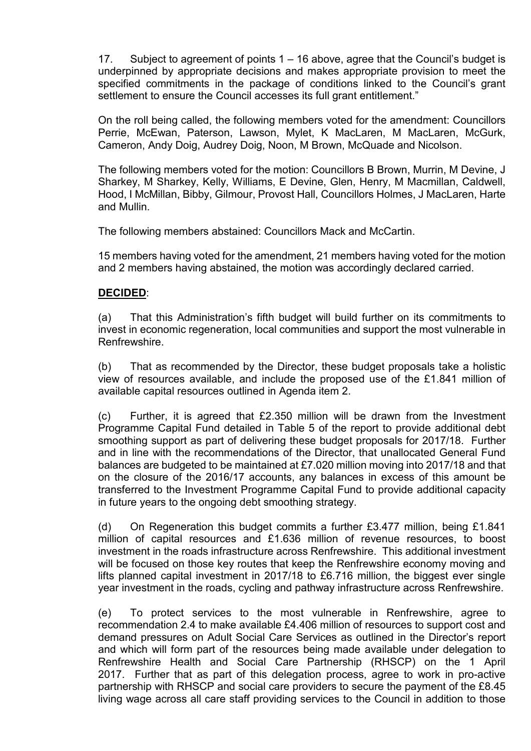17. Subject to agreement of points 1 – 16 above, agree that the Council's budget is underpinned by appropriate decisions and makes appropriate provision to meet the specified commitments in the package of conditions linked to the Council's grant settlement to ensure the Council accesses its full grant entitlement."

On the roll being called, the following members voted for the amendment: Councillors Perrie, McEwan, Paterson, Lawson, Mylet, K MacLaren, M MacLaren, McGurk, Cameron, Andy Doig, Audrey Doig, Noon, M Brown, McQuade and Nicolson.

The following members voted for the motion: Councillors B Brown, Murrin, M Devine, J Sharkey, M Sharkey, Kelly, Williams, E Devine, Glen, Henry, M Macmillan, Caldwell, Hood, I McMillan, Bibby, Gilmour, Provost Hall, Councillors Holmes, J MacLaren, Harte and Mullin.

The following members abstained: Councillors Mack and McCartin.

15 members having voted for the amendment, 21 members having voted for the motion and 2 members having abstained, the motion was accordingly declared carried.

**<u>DECIDED</u>**:

(a) That this Administration's fifth budget will build further on its commitments to invest in economic regeneration, local communities and support the most vulnerable in Renfrewshire.

(b) That as recommended by the Director, these budget proposals take a holistic view of resources available, and include the proposed use of the £1.841 million of available capital resources outlined in Agenda item 2.

(c) Further, it is agreed that £2.350 million will be drawn from the Investment Programme Capital Fund detailed in Table 5 of the report to provide additional debt smoothing support as part of delivering these budget proposals for 2017/18. Further and in line with the recommendations of the Director, that unallocated General Fund balances are budgeted to be maintained at £7.020 million moving into 2017/18 and that on the closure of the 2016/17 accounts, any balances in excess of this amount be transferred to the Investment Programme Capital Fund to provide additional capacity in future years to the ongoing debt smoothing strategy.

(d) On Regeneration this budget commits a further £3.477 million, being £1.841 million of capital resources and £1.636 million of revenue resources, to boost investment in the roads infrastructure across Renfrewshire. This additional investment will be focused on those key routes that keep the Renfrewshire economy moving and lifts planned capital investment in 2017/18 to £6.716 million, the biggest ever single year investment in the roads, cycling and pathway infrastructure across Renfrewshire.

(e) To protect services to the most vulnerable in Renfrewshire, agree to recommendation 2.4 to make available £4.406 million of resources to support cost and demand pressures on Adult Social Care Services as outlined in the Director's report and which will form part of the resources being made available under delegation to Renfrewshire Health and Social Care Partnership (RHSCP) on the 1 April 2017. Further that as part of this delegation process, agree to work in pro-active partnership with RHSCP and social care providers to secure the payment of the £8.45 living wage across all care staff providing services to the Council in addition to those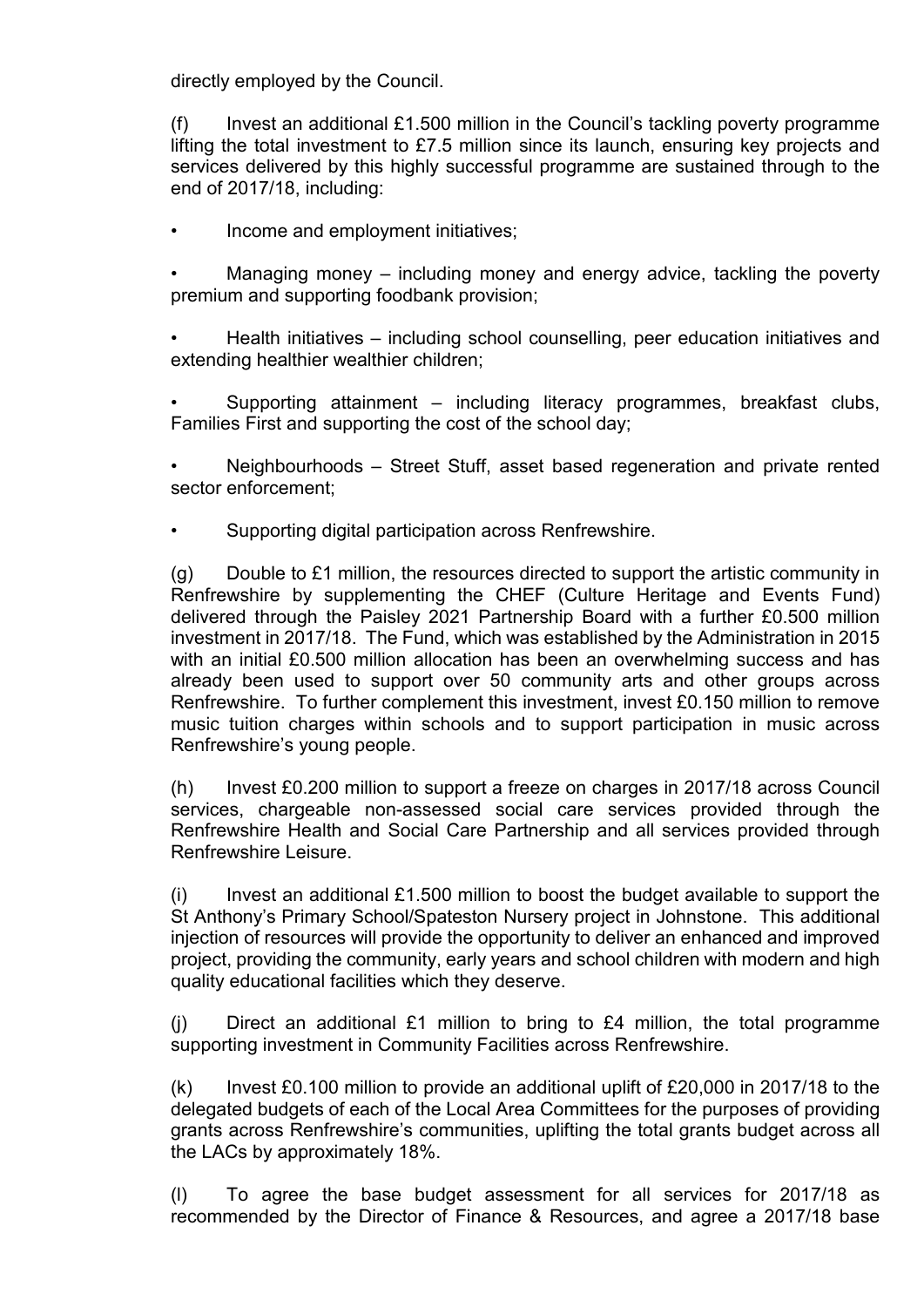directly employed by the Council.

(f) Invest an additional £1.500 million in the Council's tackling poverty programme lifting the total investment to £7.5 million since its launch, ensuring key projects and services delivered by this highly successful programme are sustained through to the end of 2017/18, including:

- Income and employment initiatives;
- Managing money – including money and energy advice, tackling the poverty premium and supporting foodbank provision;
- Health initiatives – including school counselling, peer education initiatives and extending healthier wealthier children;
- Supporting attainment – including literacy programmes, breakfast clubs, Families First and supporting the cost of the school day;
- Neighbourhoods – Street Stuff, asset based regeneration and private rented sector enforcement;
- Supporting digital participation across Renfrewshire.

(g) Double to £1 million, the resources directed to support the artistic community in Renfrewshire by supplementing the CHEF (Culture Heritage and Events Fund) delivered through the Paisley 2021 Partnership Board with a further £0.500 million investment in 2017/18. The Fund, which was established by the Administration in 2015 with an initial £0.500 million allocation has been an overwhelming success and has already been used to support over 50 community arts and other groups across Renfrewshire. To further complement this investment, invest £0.150 million to remove music tuition charges within schools and to support participation in music across Renfrewshire's young people.

(h) Invest £0.200 million to support a freeze on charges in 2017/18 across Council services, chargeable non-assessed social care services provided through the Renfrewshire Health and Social Care Partnership and all services provided through Renfrewshire Leisure.

(i) Invest an additional £1.500 million to boost the budget available to support the St Anthony's Primary School/Spateston Nursery project in Johnstone. This additional injection of resources will provide the opportunity to deliver an enhanced and improved project, providing the community, early years and school children with modern and high quality educational facilities which they deserve.

(j) Direct an additional £1 million to bring to £4 million, the total programme supporting investment in Community Facilities across Renfrewshire.

(k) Invest £0.100 million to provide an additional uplift of £20,000 in 2017/18 to the delegated budgets of each of the Local Area Committees for the purposes of providing grants across Renfrewshire's communities, uplifting the total grants budget across all the LACs by approximately 18%.

(l) To agree the base budget assessment for all services for 2017/18 as recommended by the Director of Finance & Resources, and agree a 2017/18 base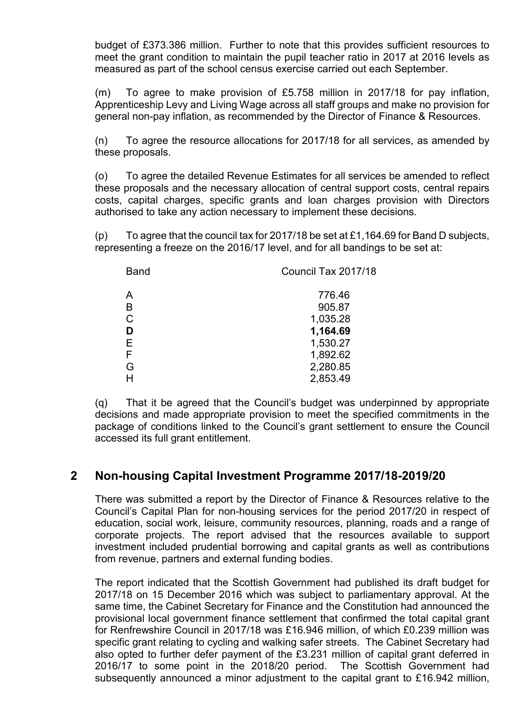budget of £373.386 million. Further to note that this provides sufficient resources to meet the grant condition to maintain the pupil teacher ratio in 2017 at 2016 levels as measured as part of the school census exercise carried out each September.

(m) To agree to make provision of £5.758 million in 2017/18 for pay inflation, Apprenticeship Levy and Living Wage across all staff groups and make no provision for general non-pay inflation, as recommended by the Director of Finance & Resources.

(n) To agree the resource allocations for 2017/18 for all services, as amended by these proposals.

(o) To agree the detailed Revenue Estimates for all services be amended to reflect these proposals and the necessary allocation of central support costs, central repairs costs, capital charges, specific grants and loan charges provision with Directors authorised to take any action necessary to implement these decisions.

(p) To agree that the council tax for 2017/18 be set at £1,164.69 for Band D subjects, representing a freeze on the 2016/17 level, and for all bandings to be set at:

| Band | Council Tax 2017/18 |
|---|---|
| A | 776.46 |
| B | 905.87 |
| C | 1,035.28 |
| **D** | **1,164.69** |
| E | 1,530.27 |
| F | 1,892.62 |
| G | 2,280.85 |
| H | 2,853.49 |

(q) That it be agreed that the Council's budget was underpinned by appropriate decisions and made appropriate provision to meet the specified commitments in the package of conditions linked to the Council's grant settlement to ensure the Council accessed its full grant entitlement.

## 2 Non-housing Capital Investment Programme 2017/18-2019/20

There was submitted a report by the Director of Finance & Resources relative to the Council's Capital Plan for non-housing services for the period 2017/20 in respect of education, social work, leisure, community resources, planning, roads and a range of corporate projects. The report advised that the resources available to support investment included prudential borrowing and capital grants as well as contributions from revenue, partners and external funding bodies.

The report indicated that the Scottish Government had published its draft budget for 2017/18 on 15 December 2016 which was subject to parliamentary approval. At the same time, the Cabinet Secretary for Finance and the Constitution had announced the provisional local government finance settlement that confirmed the total capital grant for Renfrewshire Council in 2017/18 was £16.946 million, of which £0.239 million was specific grant relating to cycling and walking safer streets. The Cabinet Secretary had also opted to further defer payment of the £3.231 million of capital grant deferred in 2016/17 to some point in the 2018/20 period. The Scottish Government had subsequently announced a minor adjustment to the capital grant to £16.942 million,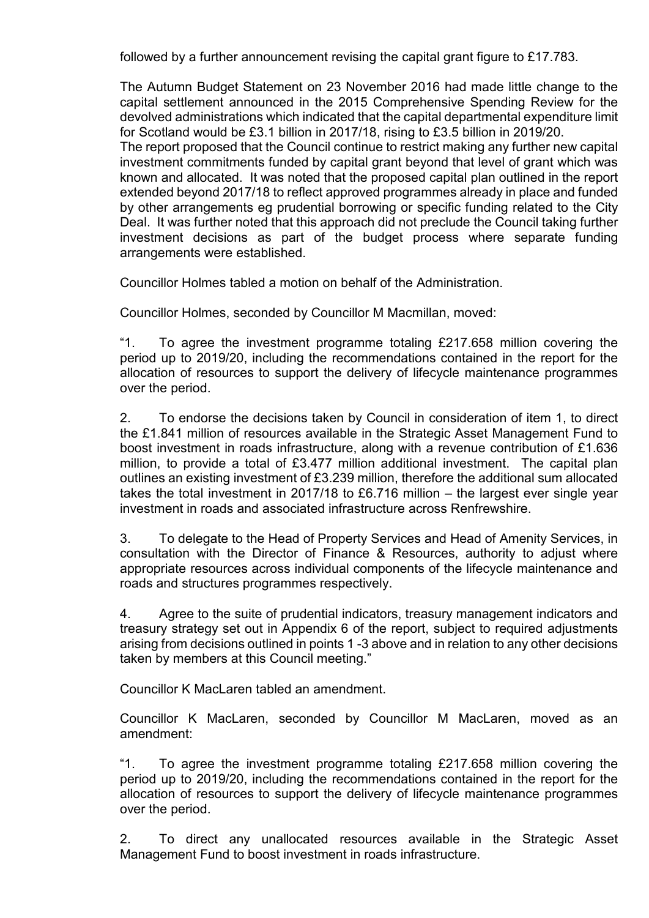followed by a further announcement revising the capital grant figure to £17.783.

The Autumn Budget Statement on 23 November 2016 had made little change to the capital settlement announced in the 2015 Comprehensive Spending Review for the devolved administrations which indicated that the capital departmental expenditure limit for Scotland would be £3.1 billion in 2017/18, rising to £3.5 billion in 2019/20.
The report proposed that the Council continue to restrict making any further new capital investment commitments funded by capital grant beyond that level of grant which was known and allocated. It was noted that the proposed capital plan outlined in the report extended beyond 2017/18 to reflect approved programmes already in place and funded by other arrangements eg prudential borrowing or specific funding related to the City Deal. It was further noted that this approach did not preclude the Council taking further investment decisions as part of the budget process where separate funding arrangements were established.

Councillor Holmes tabled a motion on behalf of the Administration.

Councillor Holmes, seconded by Councillor M Macmillan, moved:

"1. To agree the investment programme totaling £217.658 million covering the period up to 2019/20, including the recommendations contained in the report for the allocation of resources to support the delivery of lifecycle maintenance programmes over the period.

2. To endorse the decisions taken by Council in consideration of item 1, to direct the £1.841 million of resources available in the Strategic Asset Management Fund to boost investment in roads infrastructure, along with a revenue contribution of £1.636 million, to provide a total of £3.477 million additional investment. The capital plan outlines an existing investment of £3.239 million, therefore the additional sum allocated takes the total investment in 2017/18 to £6.716 million – the largest ever single year investment in roads and associated infrastructure across Renfrewshire.

3. To delegate to the Head of Property Services and Head of Amenity Services, in consultation with the Director of Finance & Resources, authority to adjust where appropriate resources across individual components of the lifecycle maintenance and roads and structures programmes respectively.

4. Agree to the suite of prudential indicators, treasury management indicators and treasury strategy set out in Appendix 6 of the report, subject to required adjustments arising from decisions outlined in points 1 -3 above and in relation to any other decisions taken by members at this Council meeting."

Councillor K MacLaren tabled an amendment.

Councillor K MacLaren, seconded by Councillor M MacLaren, moved as an amendment:

"1. To agree the investment programme totaling £217.658 million covering the period up to 2019/20, including the recommendations contained in the report for the allocation of resources to support the delivery of lifecycle maintenance programmes over the period.

2. To direct any unallocated resources available in the Strategic Asset Management Fund to boost investment in roads infrastructure.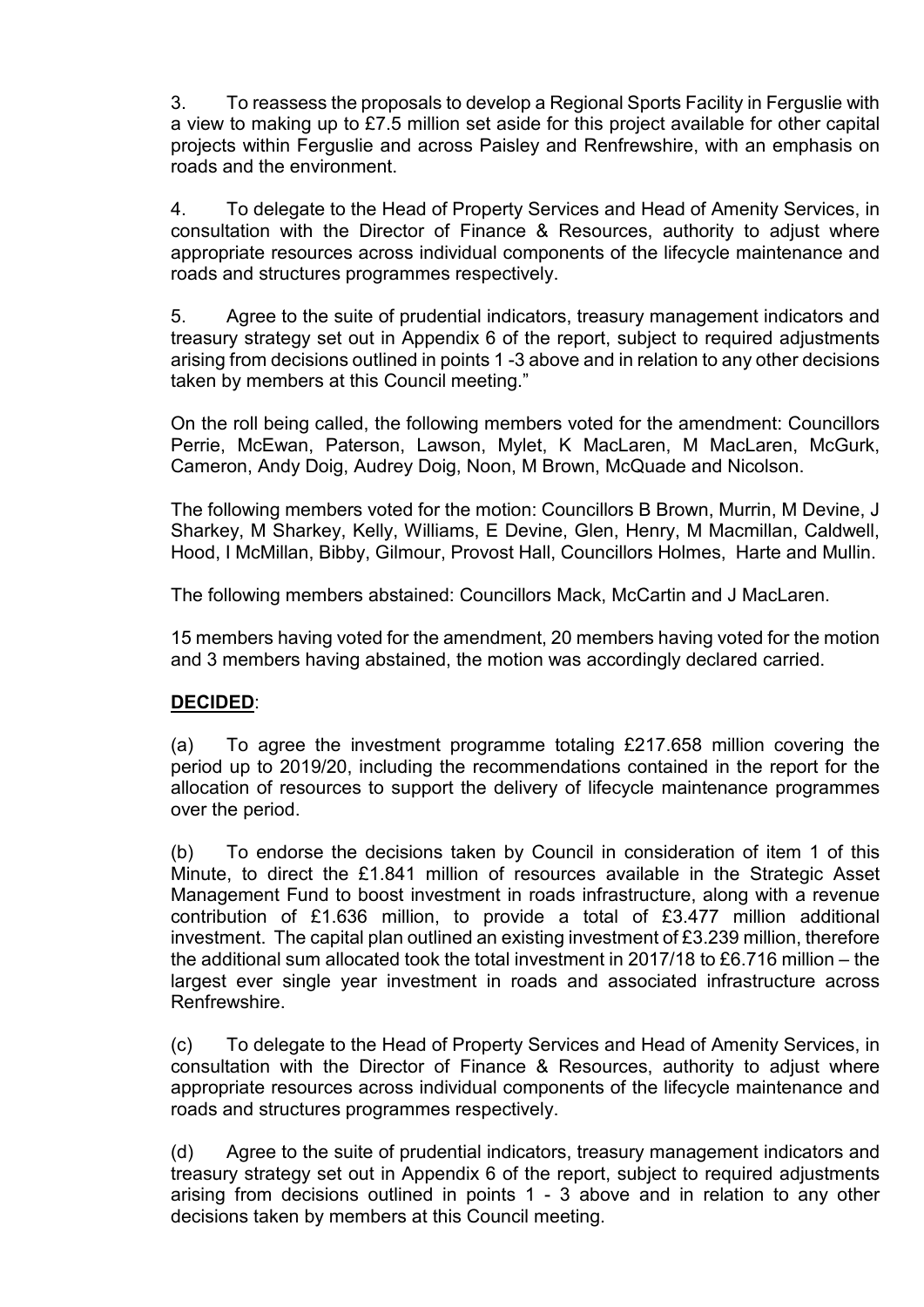3. To reassess the proposals to develop a Regional Sports Facility in Ferguslie with a view to making up to £7.5 million set aside for this project available for other capital projects within Ferguslie and across Paisley and Renfrewshire, with an emphasis on roads and the environment.

4. To delegate to the Head of Property Services and Head of Amenity Services, in consultation with the Director of Finance & Resources, authority to adjust where appropriate resources across individual components of the lifecycle maintenance and roads and structures programmes respectively.

5. Agree to the suite of prudential indicators, treasury management indicators and treasury strategy set out in Appendix 6 of the report, subject to required adjustments arising from decisions outlined in points 1 -3 above and in relation to any other decisions taken by members at this Council meeting."

On the roll being called, the following members voted for the amendment: Councillors Perrie, McEwan, Paterson, Lawson, Mylet, K MacLaren, M MacLaren, McGurk, Cameron, Andy Doig, Audrey Doig, Noon, M Brown, McQuade and Nicolson.

The following members voted for the motion: Councillors B Brown, Murrin, M Devine, J Sharkey, M Sharkey, Kelly, Williams, E Devine, Glen, Henry, M Macmillan, Caldwell, Hood, I McMillan, Bibby, Gilmour, Provost Hall, Councillors Holmes, Harte and Mullin.

The following members abstained: Councillors Mack, McCartin and J MacLaren.

15 members having voted for the amendment, 20 members having voted for the motion and 3 members having abstained, the motion was accordingly declared carried.

**DECIDED**:

(a) To agree the investment programme totaling £217.658 million covering the period up to 2019/20, including the recommendations contained in the report for the allocation of resources to support the delivery of lifecycle maintenance programmes over the period.

(b) To endorse the decisions taken by Council in consideration of item 1 of this Minute, to direct the £1.841 million of resources available in the Strategic Asset Management Fund to boost investment in roads infrastructure, along with a revenue contribution of £1.636 million, to provide a total of £3.477 million additional investment. The capital plan outlined an existing investment of £3.239 million, therefore the additional sum allocated took the total investment in 2017/18 to £6.716 million – the largest ever single year investment in roads and associated infrastructure across Renfrewshire.

(c) To delegate to the Head of Property Services and Head of Amenity Services, in consultation with the Director of Finance & Resources, authority to adjust where appropriate resources across individual components of the lifecycle maintenance and roads and structures programmes respectively.

(d) Agree to the suite of prudential indicators, treasury management indicators and treasury strategy set out in Appendix 6 of the report, subject to required adjustments arising from decisions outlined in points 1 - 3 above and in relation to any other decisions taken by members at this Council meeting.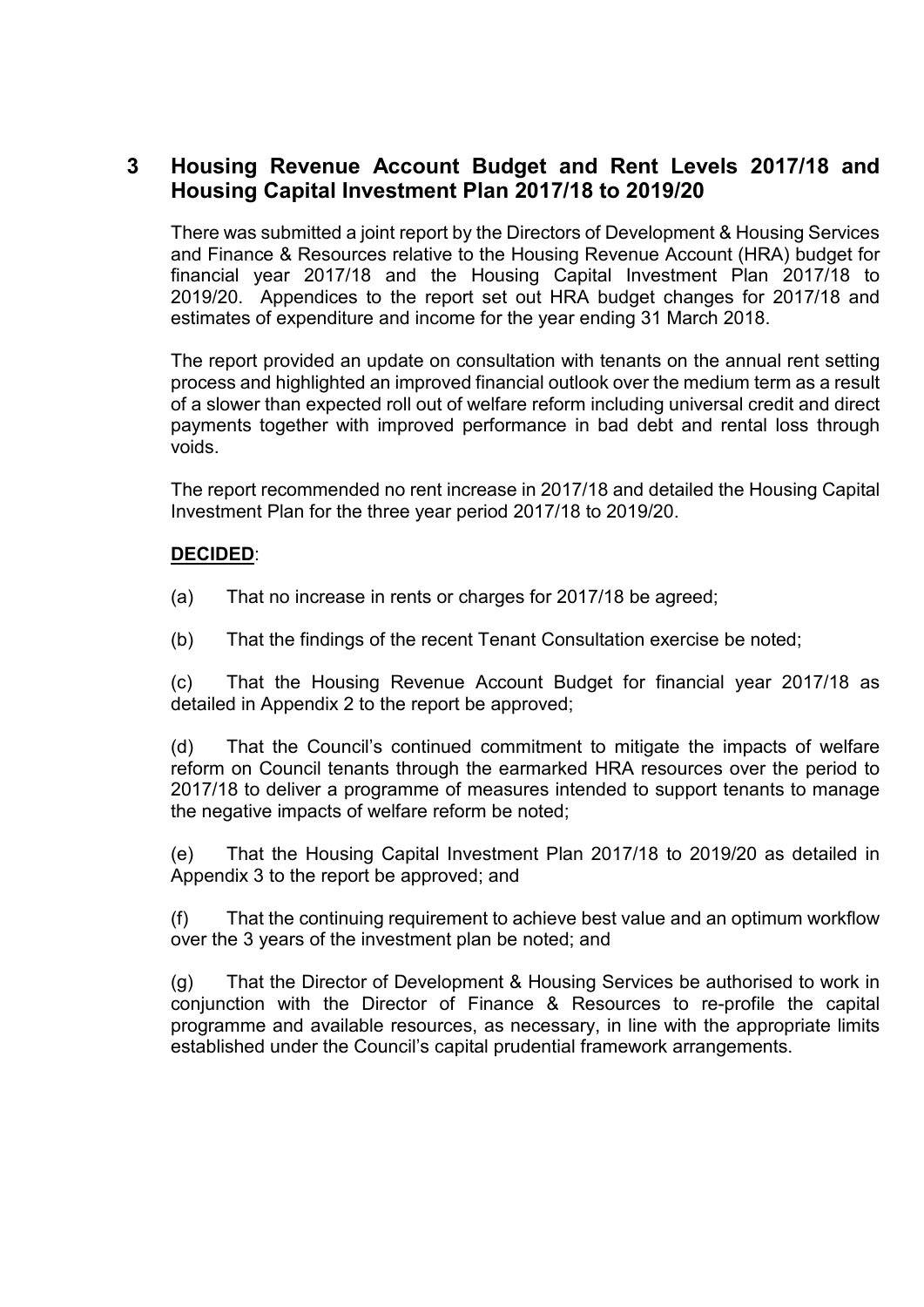## 3 Housing Revenue Account Budget and Rent Levels 2017/18 and Housing Capital Investment Plan 2017/18 to 2019/20

There was submitted a joint report by the Directors of Development & Housing Services and Finance & Resources relative to the Housing Revenue Account (HRA) budget for financial year 2017/18 and the Housing Capital Investment Plan 2017/18 to 2019/20. Appendices to the report set out HRA budget changes for 2017/18 and estimates of expenditure and income for the year ending 31 March 2018.

The report provided an update on consultation with tenants on the annual rent setting process and highlighted an improved financial outlook over the medium term as a result of a slower than expected roll out of welfare reform including universal credit and direct payments together with improved performance in bad debt and rental loss through voids.

The report recommended no rent increase in 2017/18 and detailed the Housing Capital Investment Plan for the three year period 2017/18 to 2019/20.

**DECIDED**:

(a) That no increase in rents or charges for 2017/18 be agreed;

(b) That the findings of the recent Tenant Consultation exercise be noted;

(c) That the Housing Revenue Account Budget for financial year 2017/18 as detailed in Appendix 2 to the report be approved;

(d) That the Council's continued commitment to mitigate the impacts of welfare reform on Council tenants through the earmarked HRA resources over the period to 2017/18 to deliver a programme of measures intended to support tenants to manage the negative impacts of welfare reform be noted;

(e) That the Housing Capital Investment Plan 2017/18 to 2019/20 as detailed in Appendix 3 to the report be approved; and

(f) That the continuing requirement to achieve best value and an optimum workflow over the 3 years of the investment plan be noted; and

(g) That the Director of Development & Housing Services be authorised to work in conjunction with the Director of Finance & Resources to re-profile the capital programme and available resources, as necessary, in line with the appropriate limits established under the Council's capital prudential framework arrangements.